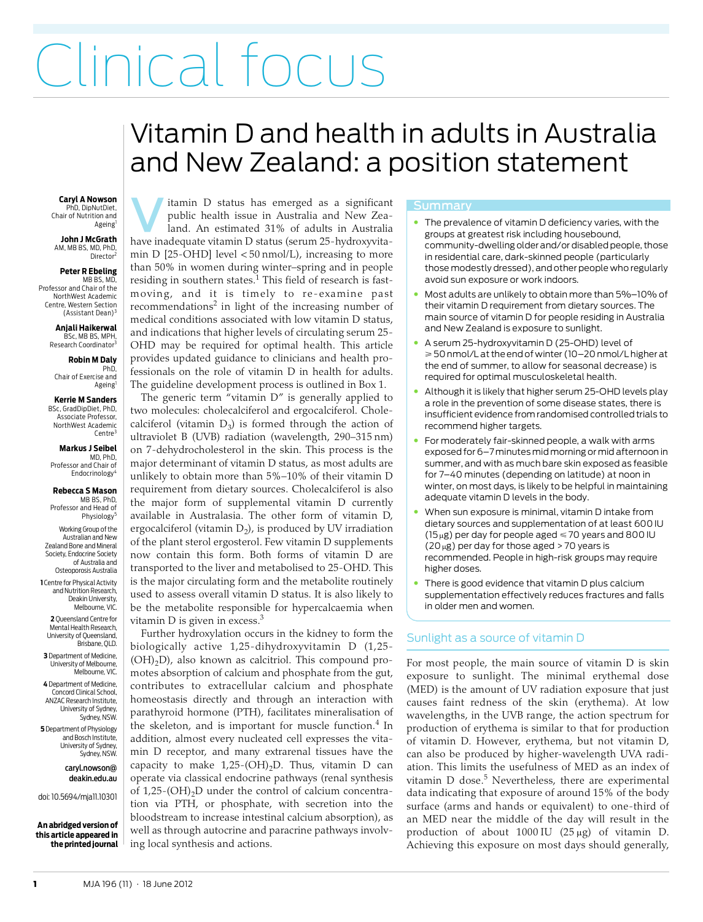// Clinical focus

# Vitamin D and health in adults in Australia and New Zealand: a position statement

**Caryl A Nowson**
PhD, DipNutDiet,
Chair of Nutrition and Ageing[1]

**John J McGrath**
AM, MB BS, MD, PhD,
Director[2]

**Peter R Ebeling**
MB BS, MD,
Professor and Chair of the NorthWest Academic Centre, Western Section (Assistant Dean)[3]

**Anjali Haikerwal**
BSc, MB BS, MPH,
Research Coordinator[3]

**Robin M Daly**
PhD,
Chair of Exercise and Ageing[1]

**Kerrie M Sanders**
BSc, GradDipDiet, PhD,
Associate Professor,
NorthWest Academic Centre[3]

**Markus J Seibel**
MD, PhD,
Professor and Chair of Endocrinology[4]

**Rebecca S Mason**
MB BS, PhD,
Professor and Head of Physiology[5]

Working Group of the Australian and New Zealand Bone and Mineral Society, Endocrine Society of Australia and Osteoporosis Australia

**1** Centre for Physical Activity and Nutrition Research, Deakin University, Melbourne, VIC.

**2** Queensland Centre for Mental Health Research, University of Queensland, Brisbane, QLD.

**3** Department of Medicine, University of Melbourne, Melbourne, VIC.

**4** Department of Medicine, Concord Clinical School, ANZAC Research Institute, University of Sydney, Sydney, NSW.

**5** Department of Physiology and Bosch Institute, University of Sydney, Sydney, NSW.

caryl.nowson@deakin.edu.au

doi: 10.5694/mja11.10301

**An abridged version of this article appeared in the printed journal**

Vitamin D status has emerged as a significant public health issue in Australia and New Zealand. An estimated 31% of adults in Australia have inadequate vitamin D status (serum 25-hydroxyvitamin D [25-OHD] level < 50 nmol/L), increasing to more than 50% in women during winter–spring and in people residing in southern states.[1] This field of research is fast-moving, and it is timely to re-examine past recommendations[2] in light of the increasing number of medical conditions associated with low vitamin D status, and indications that higher levels of circulating serum 25-OHD may be required for optimal health. This article provides updated guidance to clinicians and health professionals on the role of vitamin D in health for adults. The guideline development process is outlined in Box 1.

The generic term "vitamin D" is generally applied to two molecules: cholecalciferol and ergocalciferol. Cholecalciferol (vitamin $D_3$) is formed through the action of ultraviolet B (UVB) radiation (wavelength, 290–315 nm) on 7-dehydrocholesterol in the skin. This process is the major determinant of vitamin D status, as most adults are unlikely to obtain more than 5%–10% of their vitamin D requirement from dietary sources. Cholecalciferol is also the major form of supplemental vitamin D currently available in Australasia. The other form of vitamin D, ergocalciferol (vitamin $D_2$), is produced by UV irradiation of the plant sterol ergosterol. Few vitamin D supplements now contain this form. Both forms of vitamin D are transported to the liver and metabolised to 25-OHD. This is the major circulating form and the metabolite routinely used to assess overall vitamin D status. It is also likely to be the metabolite responsible for hypercalcaemia when vitamin D is given in excess.[3]

Further hydroxylation occurs in the kidney to form the biologically active 1,25-dihydroxyvitamin D (1,25-$(OH)_2D$), also known as calcitriol. This compound promotes absorption of calcium and phosphate from the gut, contributes to extracellular calcium and phosphate homeostasis directly and through an interaction with parathyroid hormone (PTH), facilitates mineralisation of the skeleton, and is important for muscle function.[4] In addition, almost every nucleated cell expresses the vitamin D receptor, and many extrarenal tissues have the capacity to make 1,25-$(OH)_2D$. Thus, vitamin D can operate via classical endocrine pathways (renal synthesis of 1,25-$(OH)_2D$ under the control of calcium concentration via PTH, or phosphate, with secretion into the bloodstream to increase intestinal calcium absorption), as well as through autocrine and paracrine pathways involving local synthesis and actions.

## Summary

- The prevalence of vitamin D deficiency varies, with the groups at greatest risk including housebound, community-dwelling older and/or disabled people, those in residential care, dark-skinned people (particularly those modestly dressed), and other people who regularly avoid sun exposure or work indoors.
- Most adults are unlikely to obtain more than 5%–10% of their vitamin D requirement from dietary sources. The main source of vitamin D for people residing in Australia and New Zealand is exposure to sunlight.
- A serum 25-hydroxyvitamin D (25-OHD) level of ≥ 50 nmol/L at the end of winter (10–20 nmol/L higher at the end of summer, to allow for seasonal decrease) is required for optimal musculoskeletal health.
- Although it is likely that higher serum 25-OHD levels play a role in the prevention of some disease states, there is insufficient evidence from randomised controlled trials to recommend higher targets.
- For moderately fair-skinned people, a walk with arms exposed for 6–7 minutes mid morning or mid afternoon in summer, and with as much bare skin exposed as feasible for 7–40 minutes (depending on latitude) at noon in winter, on most days, is likely to be helpful in maintaining adequate vitamin D levels in the body.
- When sun exposure is minimal, vitamin D intake from dietary sources and supplementation of at least 600 IU (15 μg) per day for people aged ≤ 70 years and 800 IU (20 μg) per day for those aged > 70 years is recommended. People in high-risk groups may require higher doses.
- There is good evidence that vitamin D plus calcium supplementation effectively reduces fractures and falls in older men and women.

## Sunlight as a source of vitamin D

For most people, the main source of vitamin D is skin exposure to sunlight. The minimal erythemal dose (MED) is the amount of UV radiation exposure that just causes faint redness of the skin (erythema). At low wavelengths, in the UVB range, the action spectrum for production of erythema is similar to that for production of vitamin D. However, erythema, but not vitamin D, can also be produced by higher-wavelength UVA radiation. This limits the usefulness of MED as an index of vitamin D dose.[5] Nevertheless, there are experimental data indicating that exposure of around 15% of the body surface (arms and hands or equivalent) to one-third of an MED near the middle of the day will result in the production of about 1000 IU (25 μg) of vitamin D. Achieving this exposure on most days should generally,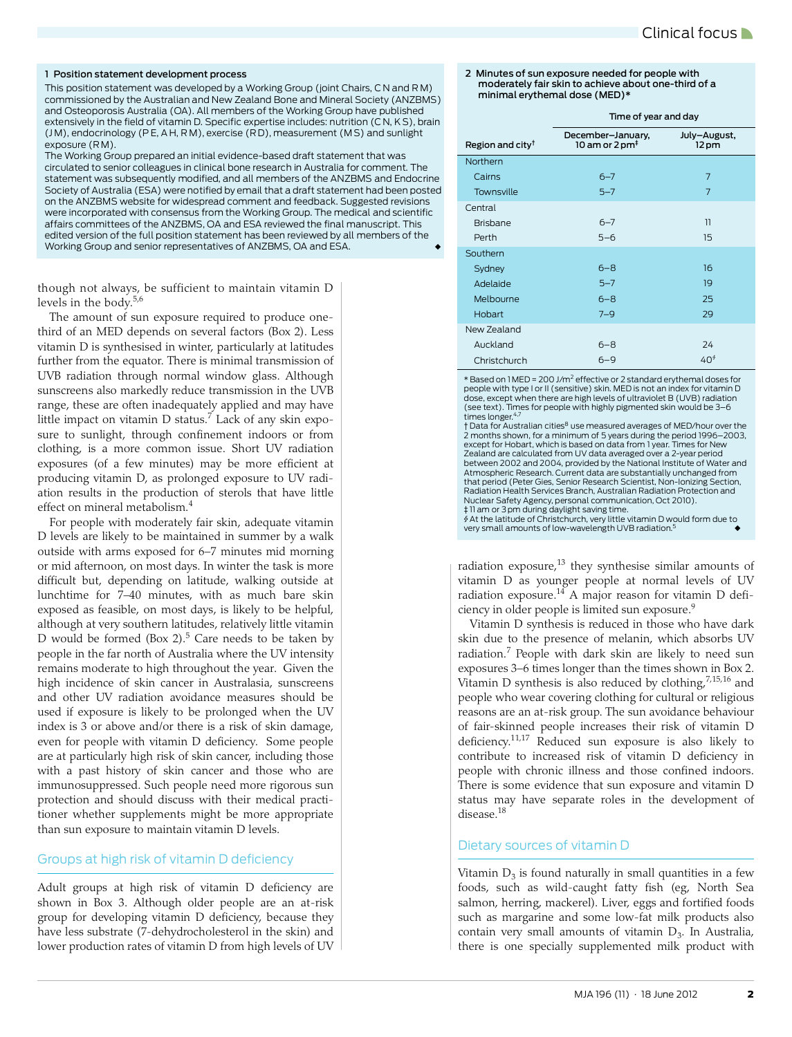**1 Position statement development process**

This position statement was developed by a Working Group (joint Chairs, C N and R M) commissioned by the Australian and New Zealand Bone and Mineral Society (ANZBMS) and Osteoporosis Australia (OA). All members of the Working Group have published extensively in the field of vitamin D. Specific expertise includes: nutrition (C N, K S), brain (J M), endocrinology (P E, A H, R M), exercise (R D), measurement (M S) and sunlight exposure (R M).

The Working Group prepared an initial evidence-based draft statement that was circulated to senior colleagues in clinical bone research in Australia for comment. The statement was subsequently modified, and all members of the ANZBMS and Endocrine Society of Australia (ESA) were notified by email that a draft statement had been posted on the ANZBMS website for widespread comment and feedback. Suggested revisions were incorporated with consensus from the Working Group. The medical and scientific affairs committees of the ANZBMS, OA and ESA reviewed the final manuscript. This edited version of the full position statement has been reviewed by all members of the Working Group and senior representatives of ANZBMS, OA and ESA. ◆

though not always, be sufficient to maintain vitamin D levels in the body.[5,6]

The amount of sun exposure required to produce one-third of an MED depends on several factors (Box 2). Less vitamin D is synthesised in winter, particularly at latitudes further from the equator. There is minimal transmission of UVB radiation through normal window glass. Although sunscreens also markedly reduce transmission in the UVB range, these are often inadequately applied and may have little impact on vitamin D status.[7] Lack of any skin exposure to sunlight, through confinement indoors or from clothing, is a more common issue. Short UV radiation exposures (of a few minutes) may be more efficient at producing vitamin D, as prolonged exposure to UV radiation results in the production of sterols that have little effect on mineral metabolism.[4]

For people with moderately fair skin, adequate vitamin D levels are likely to be maintained in summer by a walk outside with arms exposed for 6–7 minutes mid morning or mid afternoon, on most days. In winter the task is more difficult but, depending on latitude, walking outside at lunchtime for 7–40 minutes, with as much bare skin exposed as feasible, on most days, is likely to be helpful, although at very southern latitudes, relatively little vitamin D would be formed (Box 2).[5] Care needs to be taken by people in the far north of Australia where the UV intensity remains moderate to high throughout the year. Given the high incidence of skin cancer in Australasia, sunscreens and other UV radiation avoidance measures should be used if exposure is likely to be prolonged when the UV index is 3 or above and/or there is a risk of skin damage, even for people with vitamin D deficiency. Some people are at particularly high risk of skin cancer, including those with a past history of skin cancer and those who are immunosuppressed. Such people need more rigorous sun protection and should discuss with their medical practitioner whether supplements might be more appropriate than sun exposure to maintain vitamin D levels.

## Groups at high risk of vitamin D deficiency

Adult groups at high risk of vitamin D deficiency are shown in Box 3. Although older people are an at-risk group for developing vitamin D deficiency, because they have less substrate (7-dehydrocholesterol in the skin) and lower production rates of vitamin D from high levels of UV radiation exposure,[13] they synthesise similar amounts of vitamin D as younger people at normal levels of UV radiation exposure.[14] A major reason for vitamin D deficiency in older people is limited sun exposure.[9]

Vitamin D synthesis is reduced in those who have dark skin due to the presence of melanin, which absorbs UV radiation.[7] People with dark skin are likely to need sun exposures 3–6 times longer than the times shown in Box 2. Vitamin D synthesis is also reduced by clothing,[7,15,16] and people who wear covering clothing for cultural or religious reasons are an at-risk group. The sun avoidance behaviour of fair-skinned people increases their risk of vitamin D deficiency.[11,17] Reduced sun exposure is also likely to contribute to increased risk of vitamin D deficiency in people with chronic illness and those confined indoors. There is some evidence that sun exposure and vitamin D status may have separate roles in the development of disease.[18]

**2 Minutes of sun exposure needed for people with moderately fair skin to achieve about one-third of a minimal erythemal dose (MED)\***

| Region and city† | Time of year and day: December–January, 10 am or 2 pm‡ | July–August, 12 pm |
|---|---|---|
| **Northern** | | |
| Cairns | 6–7 | 7 |
| Townsville | 5–7 | 7 |
| **Central** | | |
| Brisbane | 6–7 | 11 |
| Perth | 5–6 | 15 |
| **Southern** | | |
| Sydney | 6–8 | 16 |
| Adelaide | 5–7 | 19 |
| Melbourne | 6–8 | 25 |
| Hobart | 7–9 | 29 |
| **New Zealand** | | |
| Auckland | 6–8 | 24 |
| Christchurch | 6–9 | 40§ |

\* Based on 1 MED = 200 J/m² effective or 2 standard erythemal doses for people with type I or II (sensitive) skin. MED is not an index for vitamin D dose, except when there are high levels of ultraviolet B (UVB) radiation (see text). Times for people with highly pigmented skin would be 3–6 times longer.[4,7]
† Data for Australian cities[8] use measured averages of MED/hour over the 2 months shown, for a minimum of 5 years during the period 1996–2003, except for Hobart, which is based on data from 1 year. Times for New Zealand are calculated from UV data averaged over a 2-year period between 2002 and 2004, provided by the National Institute of Water and Atmospheric Research. Current data are substantially unchanged from that period (Peter Gies, Senior Research Scientist, Non-Ionizing Section, Radiation Health Services Branch, Australian Radiation Protection and Nuclear Safety Agency, personal communication, Oct 2010).
‡ 11 am or 3 pm during daylight saving time.
§ At the latitude of Christchurch, very little vitamin D would form due to very small amounts of low-wavelength UVB radiation.[5] ◆

## Dietary sources of vitamin D

Vitamin $D_3$ is found naturally in small quantities in a few foods, such as wild-caught fatty fish (eg, North Sea salmon, herring, mackerel). Liver, eggs and fortified foods such as margarine and some low-fat milk products also contain very small amounts of vitamin $D_3$. In Australia, there is one specially supplemented milk product with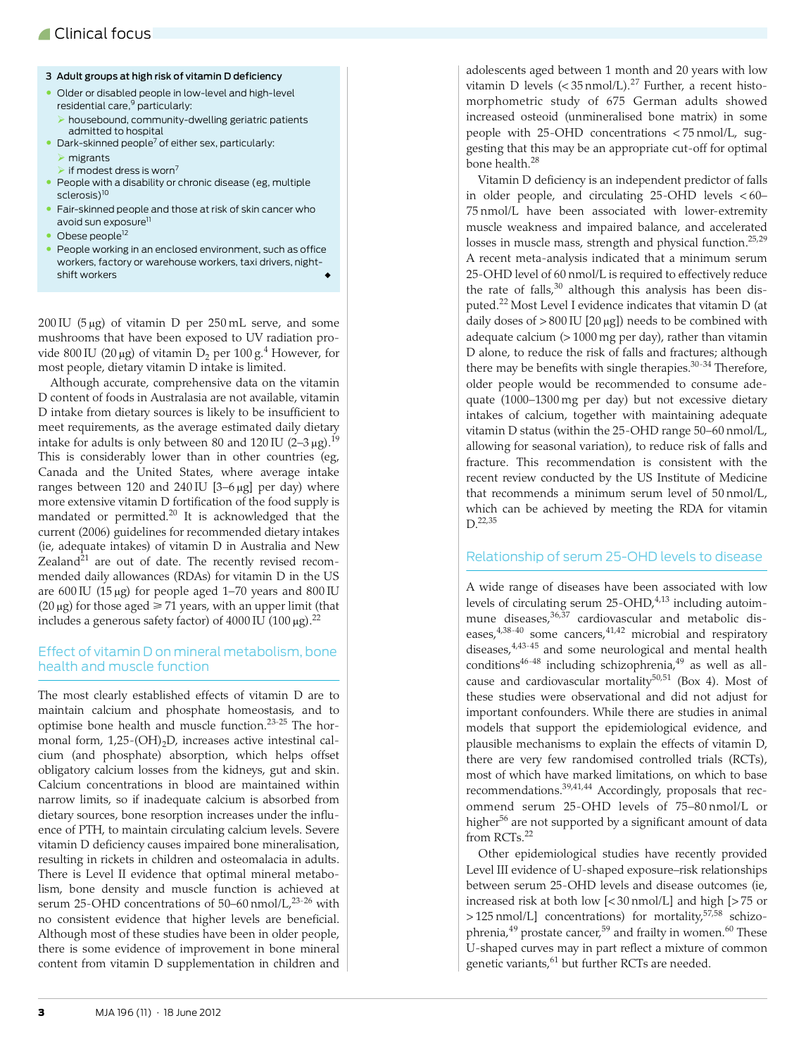**3 Adult groups at high risk of vitamin D deficiency**

- Older or disabled people in low-level and high-level residential care,[9] particularly:
  - housebound, community-dwelling geriatric patients admitted to hospital
- Dark-skinned people[7] of either sex, particularly:
  - migrants
  - if modest dress is worn[7]
- People with a disability or chronic disease (eg, multiple sclerosis)[10]
- Fair-skinned people and those at risk of skin cancer who avoid sun exposure[11]
- Obese people[12]
- People working in an enclosed environment, such as office workers, factory or warehouse workers, taxi drivers, night-shift workers ◆

200 IU (5 μg) of vitamin D per 250 mL serve, and some mushrooms that have been exposed to UV radiation provide 800 IU (20 μg) of vitamin $D_2$ per 100 g.[4] However, for most people, dietary vitamin D intake is limited.

Although accurate, comprehensive data on the vitamin D content of foods in Australasia are not available, vitamin D intake from dietary sources is likely to be insufficient to meet requirements, as the average estimated daily dietary intake for adults is only between 80 and 120 IU (2–3 μg).[19] This is considerably lower than in other countries (eg, Canada and the United States, where average intake ranges between 120 and 240 IU [3–6 μg] per day) where more extensive vitamin D fortification of the food supply is mandated or permitted.[20] It is acknowledged that the current (2006) guidelines for recommended dietary intakes (ie, adequate intakes) of vitamin D in Australia and New Zealand[21] are out of date. The recently revised recommended daily allowances (RDAs) for vitamin D in the US are 600 IU (15 μg) for people aged 1–70 years and 800 IU (20 μg) for those aged ≥ 71 years, with an upper limit (that includes a generous safety factor) of 4000 IU (100 μg).[22]

## Effect of vitamin D on mineral metabolism, bone health and muscle function

The most clearly established effects of vitamin D are to maintain calcium and phosphate homeostasis, and to optimise bone health and muscle function.[23-25] The hormonal form, $1,25\text{-}(OH)_2D$, increases active intestinal calcium (and phosphate) absorption, which helps offset obligatory calcium losses from the kidneys, gut and skin. Calcium concentrations in blood are maintained within narrow limits, so if inadequate calcium is absorbed from dietary sources, bone resorption increases under the influence of PTH, to maintain circulating calcium levels. Severe vitamin D deficiency causes impaired bone mineralisation, resulting in rickets in children and osteomalacia in adults. There is Level II evidence that optimal mineral metabolism, bone density and muscle function is achieved at serum 25-OHD concentrations of 50–60 nmol/L,[23-26] with no consistent evidence that higher levels are beneficial. Although most of these studies have been in older people, there is some evidence of improvement in bone mineral content from vitamin D supplementation in children and adolescents aged between 1 month and 20 years with low vitamin D levels (< 35 nmol/L).[27] Further, a recent histomorphometric study of 675 German adults showed increased osteoid (unmineralised bone matrix) in some people with 25-OHD concentrations < 75 nmol/L, suggesting that this may be an appropriate cut-off for optimal bone health.[28]

Vitamin D deficiency is an independent predictor of falls in older people, and circulating 25-OHD levels < 60–75 nmol/L have been associated with lower-extremity muscle weakness and impaired balance, and accelerated losses in muscle mass, strength and physical function.[25,29] A recent meta-analysis indicated that a minimum serum 25-OHD level of 60 nmol/L is required to effectively reduce the rate of falls,[30] although this analysis has been disputed.[22] Most Level I evidence indicates that vitamin D (at daily doses of > 800 IU [20 μg]) needs to be combined with adequate calcium (> 1000 mg per day), rather than vitamin D alone, to reduce the risk of falls and fractures; although there may be benefits with single therapies.[30-34] Therefore, older people would be recommended to consume adequate (1000–1300 mg per day) but not excessive dietary intakes of calcium, together with maintaining adequate vitamin D status (within the 25-OHD range 50–60 nmol/L, allowing for seasonal variation), to reduce risk of falls and fracture. This recommendation is consistent with the recent review conducted by the US Institute of Medicine that recommends a minimum serum level of 50 nmol/L, which can be achieved by meeting the RDA for vitamin D.[22,35]

## Relationship of serum 25-OHD levels to disease

A wide range of diseases have been associated with low levels of circulating serum 25-OHD,[4,13] including autoimmune diseases,[36,37] cardiovascular and metabolic diseases,[4,38-40] some cancers,[41,42] microbial and respiratory diseases,[4,43-45] and some neurological and mental health conditions[46-48] including schizophrenia,[49] as well as all-cause and cardiovascular mortality[50,51] (Box 4). Most of these studies were observational and did not adjust for important confounders. While there are studies in animal models that support the epidemiological evidence, and plausible mechanisms to explain the effects of vitamin D, there are very few randomised controlled trials (RCTs), most of which have marked limitations, on which to base recommendations.[39,41,44] Accordingly, proposals that recommend serum 25-OHD levels of 75–80 nmol/L or higher[56] are not supported by a significant amount of data from RCTs.[22]

Other epidemiological studies have recently provided Level III evidence of U-shaped exposure–risk relationships between serum 25-OHD levels and disease outcomes (ie, increased risk at both low [< 30 nmol/L] and high [> 75 or > 125 nmol/L] concentrations) for mortality,[57,58] schizophrenia,[49] prostate cancer,[59] and frailty in women.[60] These U-shaped curves may in part reflect a mixture of common genetic variants,[61] but further RCTs are needed.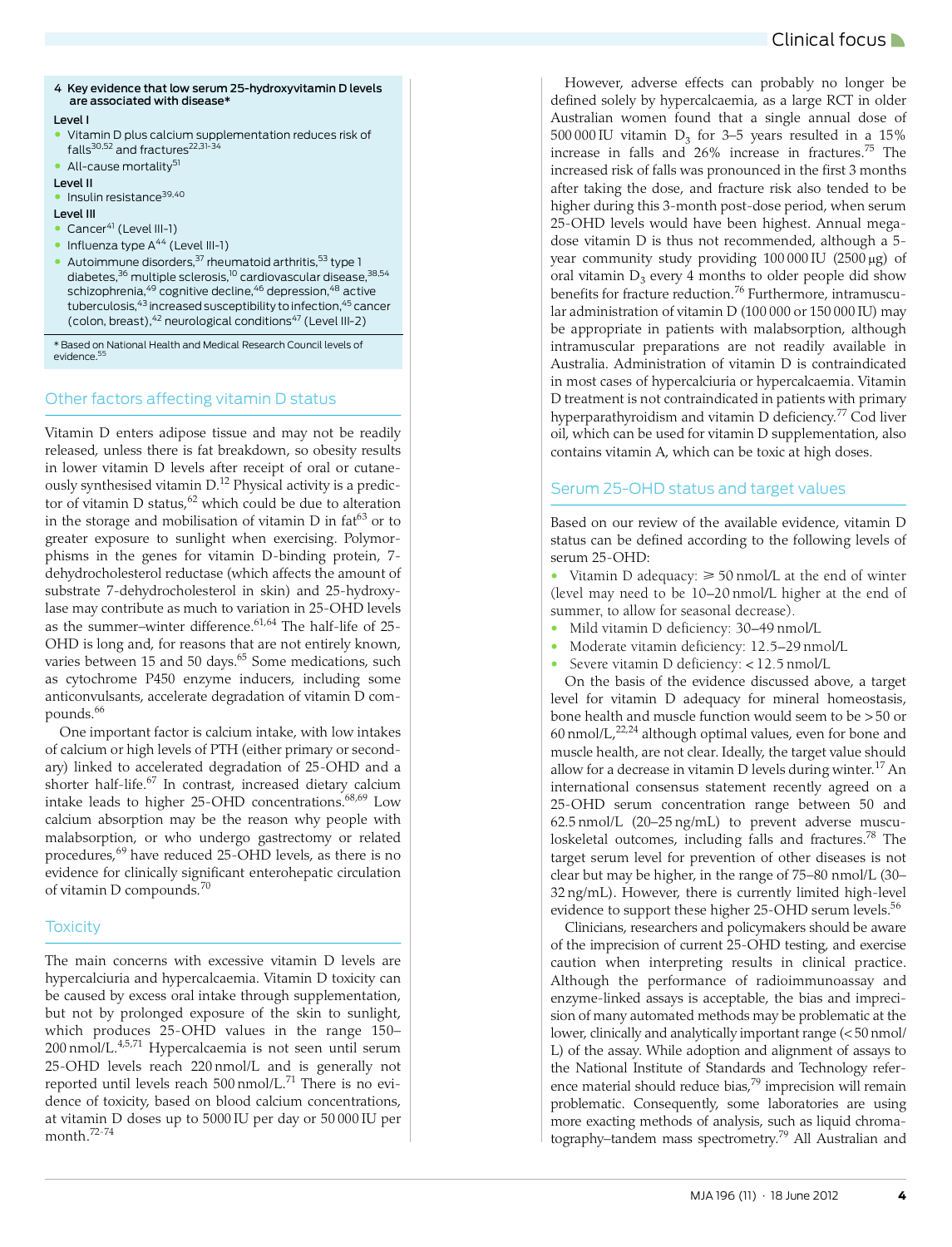### 4 Key evidence that low serum 25-hydroxyvitamin D levels are associated with disease*

**Level I**

- Vitamin D plus calcium supplementation reduces risk of falls[30,52] and fractures[22,31-34]
- All-cause mortality[51]

**Level II**

- Insulin resistance[39,40]

**Level III**

- Cancer[41] (Level III-1)
- Influenza type A[44] (Level III-1)
- Autoimmune disorders,[37] rheumatoid arthritis,[53] type 1 diabetes,[36] multiple sclerosis,[10] cardiovascular disease,[38,54] schizophrenia,[49] cognitive decline,[46] depression,[48] active tuberculosis,[43] increased susceptibility to infection,[45] cancer (colon, breast),[42] neurological conditions[47] (Level III-2)

\* Based on National Health and Medical Research Council levels of evidence.[55]

## Other factors affecting vitamin D status

Vitamin D enters adipose tissue and may not be readily released, unless there is fat breakdown, so obesity results in lower vitamin D levels after receipt of oral or cutaneously synthesised vitamin D.[12] Physical activity is a predictor of vitamin D status,[62] which could be due to alteration in the storage and mobilisation of vitamin D in fat[63] or to greater exposure to sunlight when exercising. Polymorphisms in the genes for vitamin D-binding protein, 7-dehydrocholesterol reductase (which affects the amount of substrate 7-dehydrocholesterol in skin) and 25-hydroxylase may contribute as much to variation in 25-OHD levels as the summer–winter difference.[61,64] The half-life of 25-OHD is long and, for reasons that are not entirely known, varies between 15 and 50 days.[65] Some medications, such as cytochrome P450 enzyme inducers, including some anticonvulsants, accelerate degradation of vitamin D compounds.[66]

One important factor is calcium intake, with low intakes of calcium or high levels of PTH (either primary or secondary) linked to accelerated degradation of 25-OHD and a shorter half-life.[67] In contrast, increased dietary calcium intake leads to higher 25-OHD concentrations.[68,69] Low calcium absorption may be the reason why people with malabsorption, or who undergo gastrectomy or related procedures,[69] have reduced 25-OHD levels, as there is no evidence for clinically significant enterohepatic circulation of vitamin D compounds.[70]

## Toxicity

The main concerns with excessive vitamin D levels are hypercalciuria and hypercalcaemia. Vitamin D toxicity can be caused by excess oral intake through supplementation, but not by prolonged exposure of the skin to sunlight, which produces 25-OHD values in the range 150–200 nmol/L.[4,5,71] Hypercalcaemia is not seen until serum 25-OHD levels reach 220 nmol/L and is generally not reported until levels reach 500 nmol/L.[71] There is no evidence of toxicity, based on blood calcium concentrations, at vitamin D doses up to 5000 IU per day or 50 000 IU per month.[72-74]

However, adverse effects can probably no longer be defined solely by hypercalcaemia, as a large RCT in older Australian women found that a single annual dose of 500 000 IU vitamin $D_3$ for 3–5 years resulted in a 15% increase in falls and 26% increase in fractures.[75] The increased risk of falls was pronounced in the first 3 months after taking the dose, and fracture risk also tended to be higher during this 3-month post-dose period, when serum 25-OHD levels would have been highest. Annual mega-dose vitamin D is thus not recommended, although a 5-year community study providing 100 000 IU (2500 μg) of oral vitamin $D_3$ every 4 months to older people did show benefits for fracture reduction.[76] Furthermore, intramuscular administration of vitamin D (100 000 or 150 000 IU) may be appropriate in patients with malabsorption, although intramuscular preparations are not readily available in Australia. Administration of vitamin D is contraindicated in most cases of hypercalciuria or hypercalcaemia. Vitamin D treatment is not contraindicated in patients with primary hyperparathyroidism and vitamin D deficiency.[77] Cod liver oil, which can be used for vitamin D supplementation, also contains vitamin A, which can be toxic at high doses.

## Serum 25-OHD status and target values

Based on our review of the available evidence, vitamin D status can be defined according to the following levels of serum 25-OHD:

- Vitamin D adequacy: ≥ 50 nmol/L at the end of winter (level may need to be 10–20 nmol/L higher at the end of summer, to allow for seasonal decrease).
- Mild vitamin D deficiency: 30–49 nmol/L
- Moderate vitamin deficiency: 12.5–29 nmol/L
- Severe vitamin D deficiency: < 12.5 nmol/L

On the basis of the evidence discussed above, a target level for vitamin D adequacy for mineral homeostasis, bone health and muscle function would seem to be > 50 or 60 nmol/L,[22,24] although optimal values, even for bone and muscle health, are not clear. Ideally, the target value should allow for a decrease in vitamin D levels during winter.[17] An international consensus statement recently agreed on a 25-OHD serum concentration range between 50 and 62.5 nmol/L (20–25 ng/mL) to prevent adverse musculoskeletal outcomes, including falls and fractures.[78] The target serum level for prevention of other diseases is not clear but may be higher, in the range of 75–80 nmol/L (30–32 ng/mL). However, there is currently limited high-level evidence to support these higher 25-OHD serum levels.[56]

Clinicians, researchers and policymakers should be aware of the imprecision of current 25-OHD testing, and exercise caution when interpreting results in clinical practice. Although the performance of radioimmunoassay and enzyme-linked assays is acceptable, the bias and imprecision of many automated methods may be problematic at the lower, clinically and analytically important range (< 50 nmol/L) of the assay. While adoption and alignment of assays to the National Institute of Standards and Technology reference material should reduce bias,[79] imprecision will remain problematic. Consequently, some laboratories are using more exacting methods of analysis, such as liquid chromatography–tandem mass spectrometry.[79] All Australian and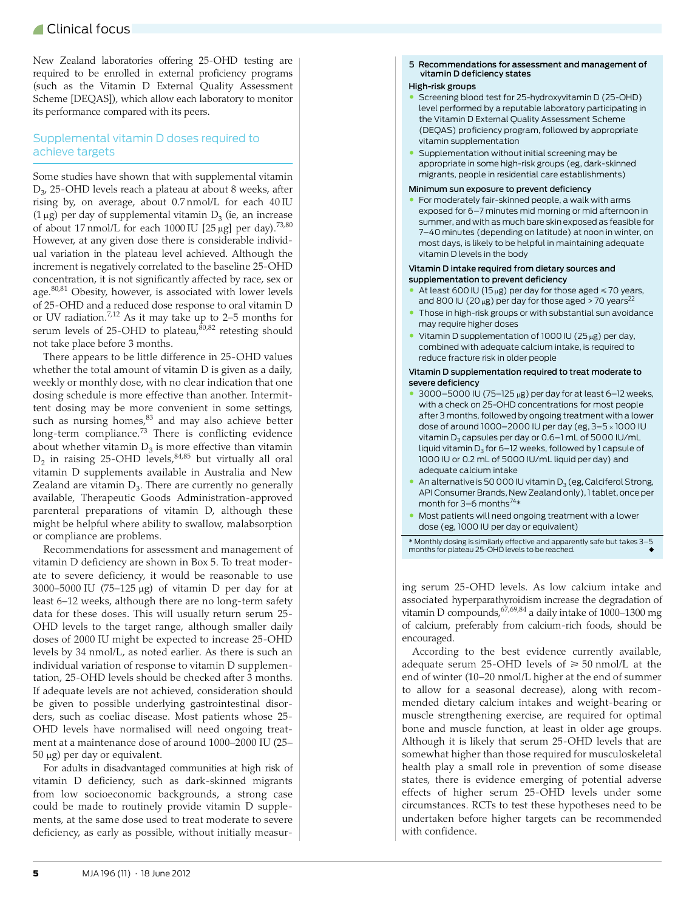New Zealand laboratories offering 25-OHD testing are required to be enrolled in external proficiency programs (such as the Vitamin D External Quality Assessment Scheme [DEQAS]), which allow each laboratory to monitor its performance compared with its peers.

## Supplemental vitamin D doses required to achieve targets

Some studies have shown that with supplemental vitamin $D_3$, 25-OHD levels reach a plateau at about 8 weeks, after rising by, on average, about 0.7 nmol/L for each 40 IU (1 μg) per day of supplemental vitamin $D_3$ (ie, an increase of about 17 nmol/L for each 1000 IU [25 μg] per day).[73,80] However, at any given dose there is considerable individual variation in the plateau level achieved. Although the increment is negatively correlated to the baseline 25-OHD concentration, it is not significantly affected by race, sex or age.[80,81] Obesity, however, is associated with lower levels of 25-OHD and a reduced dose response to oral vitamin D or UV radiation.[7,12] As it may take up to 2–5 months for serum levels of 25-OHD to plateau,[80,82] retesting should not take place before 3 months.

There appears to be little difference in 25-OHD values whether the total amount of vitamin D is given as a daily, weekly or monthly dose, with no clear indication that one dosing schedule is more effective than another. Intermittent dosing may be more convenient in some settings, such as nursing homes,[83] and may also achieve better long-term compliance.[73] There is conflicting evidence about whether vitamin $D_3$ is more effective than vitamin $D_2$ in raising 25-OHD levels,[84,85] but virtually all oral vitamin D supplements available in Australia and New Zealand are vitamin $D_3$. There are currently no generally available, Therapeutic Goods Administration-approved parenteral preparations of vitamin D, although these might be helpful where ability to swallow, malabsorption or compliance are problems.

Recommendations for assessment and management of vitamin D deficiency are shown in Box 5. To treat moderate to severe deficiency, it would be reasonable to use 3000–5000 IU (75–125 μg) of vitamin D per day for at least 6–12 weeks, although there are no long-term safety data for these doses. This will usually return serum 25-OHD levels to the target range, although smaller daily doses of 2000 IU might be expected to increase 25-OHD levels by 34 nmol/L, as noted earlier. As there is such an individual variation of response to vitamin D supplementation, 25-OHD levels should be checked after 3 months. If adequate levels are not achieved, consideration should be given to possible underlying gastrointestinal disorders, such as coeliac disease. Most patients whose 25-OHD levels have normalised will need ongoing treatment at a maintenance dose of around 1000–2000 IU (25–50 μg) per day or equivalent.

For adults in disadvantaged communities at high risk of vitamin D deficiency, such as dark-skinned migrants from low socioeconomic backgrounds, a strong case could be made to routinely provide vitamin D supplements, at the same dose used to treat moderate to severe deficiency, as early as possible, without initially measuring serum 25-OHD levels. As low calcium intake and associated hyperparathyroidism increase the degradation of vitamin D compounds,[67,69,84] a daily intake of 1000–1300 mg of calcium, preferably from calcium-rich foods, should be encouraged.

According to the best evidence currently available, adequate serum 25-OHD levels of ≥ 50 nmol/L at the end of winter (10–20 nmol/L higher at the end of summer to allow for a seasonal decrease), along with recommended dietary calcium intakes and weight-bearing or muscle strengthening exercise, are required for optimal bone and muscle function, at least in older age groups. Although it is likely that serum 25-OHD levels that are somewhat higher than those required for musculoskeletal health play a small role in prevention of some disease states, there is evidence emerging of potential adverse effects of higher serum 25-OHD levels under some circumstances. RCTs to test these hypotheses need to be undertaken before higher targets can be recommended with confidence.

### 5 Recommendations for assessment and management of vitamin D deficiency states

**High-risk groups**

- Screening blood test for 25-hydroxyvitamin D (25-OHD) level performed by a reputable laboratory participating in the Vitamin D External Quality Assessment Scheme (DEQAS) proficiency program, followed by appropriate vitamin supplementation
- Supplementation without initial screening may be appropriate in some high-risk groups (eg, dark-skinned migrants, people in residential care establishments)

**Minimum sun exposure to prevent deficiency**

- For moderately fair-skinned people, a walk with arms exposed for 6–7 minutes mid morning or mid afternoon in summer, and with as much bare skin exposed as feasible for 7–40 minutes (depending on latitude) at noon in winter, on most days, is likely to be helpful in maintaining adequate vitamin D levels in the body

**Vitamin D intake required from dietary sources and supplementation to prevent deficiency**

- At least 600 IU (15 μg) per day for those aged ≤ 70 years, and 800 IU (20 μg) per day for those aged > 70 years[22]
- Those in high-risk groups or with substantial sun avoidance may require higher doses
- Vitamin D supplementation of 1000 IU (25 μg) per day, combined with adequate calcium intake, is required to reduce fracture risk in older people

**Vitamin D supplementation required to treat moderate to severe deficiency**

- 3000–5000 IU (75–125 μg) per day for at least 6–12 weeks, with a check on 25-OHD concentrations for most people after 3 months, followed by ongoing treatment with a lower dose of around 1000–2000 IU per day (eg, 3–5 × 1000 IU vitamin $D_3$ capsules per day or 0.6–1 mL of 5000 IU/mL liquid vitamin $D_3$ for 6–12 weeks, followed by 1 capsule of 1000 IU or 0.2 mL of 5000 IU/mL liquid per day) and adequate calcium intake
- An alternative is 50 000 IU vitamin $D_3$ (eg, Calciferol Strong, API Consumer Brands, New Zealand only), 1 tablet, once per month for 3–6 months[74]*
- Most patients will need ongoing treatment with a lower dose (eg, 1000 IU per day or equivalent)

\* Monthly dosing is similarly effective and apparently safe but takes 3–5 months for plateau 25-OHD levels to be reached.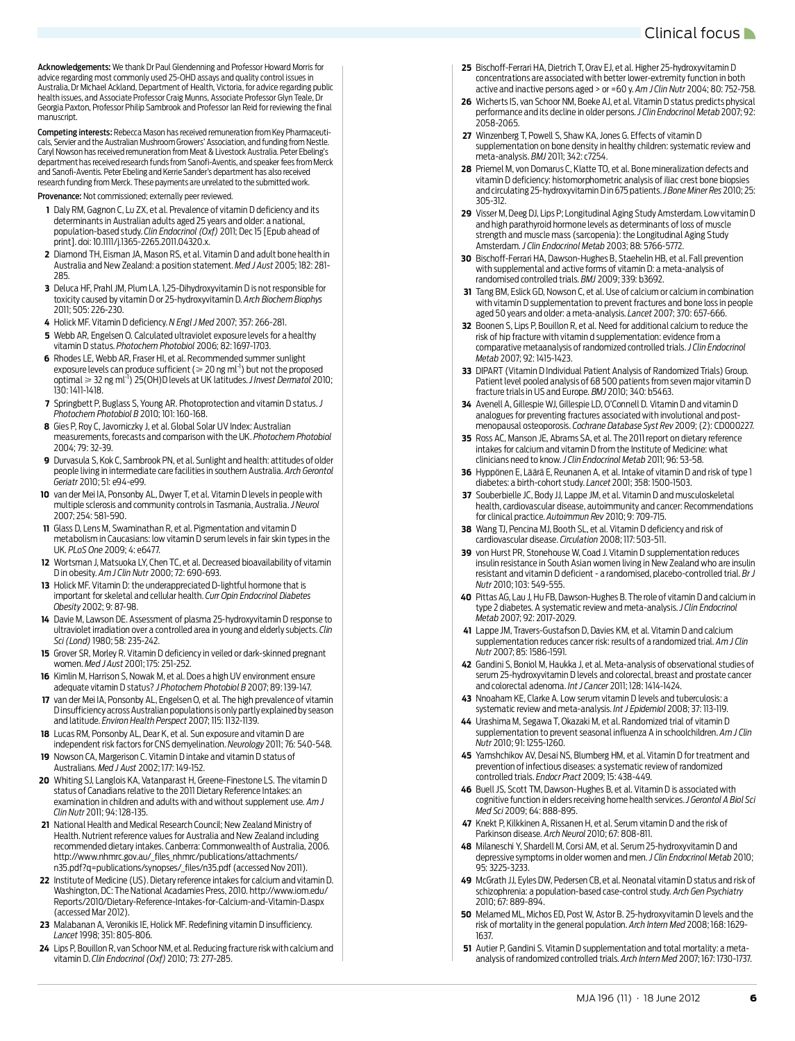**Acknowledgements:** We thank Dr Paul Glendenning and Professor Howard Morris for advice regarding most commonly used 25-OHD assays and quality control issues in Australia, Dr Michael Ackland, Department of Health, Victoria, for advice regarding public health issues, and Associate Professor Craig Munns, Associate Professor Glyn Teale, Dr Georgia Paxton, Professor Philip Sambrook and Professor Ian Reid for reviewing the final manuscript.

**Competing interests:** Rebecca Mason has received remuneration from Key Pharmaceuticals, Servier and the Australian Mushroom Growers' Association, and funding from Nestle. Caryl Nowson has received remuneration from Meat & Livestock Australia. Peter Ebeling's department has received research funds from Sanofi-Aventis, and speaker fees from Merck and Sanofi-Aventis. Peter Ebeling and Kerrie Sander's department has also received research funding from Merck. These payments are unrelated to the submitted work.

**Provenance:** Not commissioned; externally peer reviewed.

1. Daly RM, Gagnon C, Lu ZX, et al. Prevalence of vitamin D deficiency and its determinants in Australian adults aged 25 years and older: a national, population-based study. *Clin Endocrinol (Oxf)* 2011; Dec 15 [Epub ahead of print]. doi: 10.1111/j.1365-2265.2011.04320.x.
2. Diamond TH, Eisman JA, Mason RS, et al. Vitamin D and adult bone health in Australia and New Zealand: a position statement. *Med J Aust* 2005; 182: 281-285.
3. Deluca HF, Prahl JM, Plum LA. 1,25-Dihydroxyvitamin D is not responsible for toxicity caused by vitamin D or 25-hydroxyvitamin D. *Arch Biochem Biophys* 2011; 505: 226-230.
4. Holick MF. Vitamin D deficiency. *N Engl J Med* 2007; 357: 266-281.
5. Webb AR, Engelsen O. Calculated ultraviolet exposure levels for a healthy vitamin D status. *Photochem Photobiol* 2006; 82: 1697-1703.
6. Rhodes LE, Webb AR, Fraser HI, et al. Recommended summer sunlight exposure levels can produce sufficient (≥ 20 ng ml$^{-1}$) but not the proposed optimal ≥ 32 ng ml$^{-1}$) 25(OH)D levels at UK latitudes. *J Invest Dermatol* 2010; 130: 1411-1418.
7. Springbett P, Buglass S, Young AR. Photoprotection and vitamin D status. *J Photochem Photobiol B* 2010; 101: 160-168.
8. Gies P, Roy C, Javorniczky J, et al. Global Solar UV Index: Australian measurements, forecasts and comparison with the UK. *Photochem Photobiol* 2004; 79: 32-39.
9. Durvasula S, Kok C, Sambrook PN, et al. Sunlight and health: attitudes of older people living in intermediate care facilities in southern Australia. *Arch Gerontol Geriatr* 2010; 51: e94-e99.
10. van der Mei IA, Ponsonby AL, Dwyer T, et al. Vitamin D levels in people with multiple sclerosis and community controls in Tasmania, Australia. *J Neurol* 2007; 254: 581-590.
11. Glass D, Lens M, Swaminathan R, et al. Pigmentation and vitamin D metabolism in Caucasians: low vitamin D serum levels in fair skin types in the UK. *PLoS One* 2009; 4: e6477.
12. Wortsman J, Matsuoka LY, Chen TC, et al. Decreased bioavailability of vitamin D in obesity. *Am J Clin Nutr* 2000; 72: 690-693.
13. Holick MF. Vitamin D: the underappreciated D-lightful hormone that is important for skeletal and cellular health. *Curr Opin Endocrinol Diabetes Obesity* 2002; 9: 87-98.
14. Davie M, Lawson DE. Assessment of plasma 25-hydroxyvitamin D response to ultraviolet irradiation over a controlled area in young and elderly subjects. *Clin Sci (Lond)* 1980; 58: 235-242.
15. Grover SR, Morley R. Vitamin D deficiency in veiled or dark-skinned pregnant women. *Med J Aust* 2001; 175: 251-252.
16. Kimlin M, Harrison S, Nowak M, et al. Does a high UV environment ensure adequate vitamin D status? *J Photochem Photobiol B* 2007; 89: 139-147.
17. van der Mei IA, Ponsonby AL, Engelsen O, et al. The high prevalence of vitamin D insufficiency across Australian populations is only partly explained by season and latitude. *Environ Health Perspect* 2007; 115: 1132-1139.
18. Lucas RM, Ponsonby AL, Dear K, et al. Sun exposure and vitamin D are independent risk factors for CNS demyelination. *Neurology* 2011; 76: 540-548.
19. Nowson CA, Margerison C. Vitamin D intake and vitamin D status of Australians. *Med J Aust* 2002; 177: 149-152.
20. Whiting SJ, Langlois KA, Vatanparast H, Greene-Finestone LS. The vitamin D status of Canadians relative to the 2011 Dietary Reference Intakes: an examination in children and adults with and without supplement use. *Am J Clin Nutr* 2011; 94: 128-135.
21. National Health and Medical Research Council; New Zealand Ministry of Health. Nutrient reference values for Australia and New Zealand including recommended dietary intakes. Canberra: Commonwealth of Australia, 2006. http://www.nhmrc.gov.au/_files_nhmrc/publications/attachments/n35.pdf?q=publications/synopses/_files/n35.pdf (accessed Nov 2011).
22. Institute of Medicine (US). Dietary reference intakes for calcium and vitamin D. Washington, DC: The National Acadamies Press, 2010. http://www.iom.edu/Reports/2010/Dietary-Reference-Intakes-for-Calcium-and-Vitamin-D.aspx (accessed Mar 2012).
23. Malabanan A, Veronikis IE, Holick MF. Redefining vitamin D insufficiency. *Lancet* 1998; 351: 805-806.
24. Lips P, Bouillon R, van Schoor NM, et al. Reducing fracture risk with calcium and vitamin D. *Clin Endocrinol (Oxf)* 2010; 73: 277-285.
25. Bischoff-Ferrari HA, Dietrich T, Orav EJ, et al. Higher 25-hydroxyvitamin D concentrations are associated with better lower-extremity function in both active and inactive persons aged > or =60 y. *Am J Clin Nutr* 2004; 80: 752-758.
26. Wicherts IS, van Schoor NM, Boeke AJ, et al. Vitamin D status predicts physical performance and its decline in older persons. *J Clin Endocrinol Metab* 2007; 92: 2058-2065.
27. Winzenberg T, Powell S, Shaw KA, Jones G. Effects of vitamin D supplementation on bone density in healthy children: systematic review and meta-analysis. *BMJ* 2011; 342: c7254.
28. Priemel M, von Domarus C, Klatte TO, et al. Bone mineralization defects and vitamin D deficiency: histomorphometric analysis of iliac crest bone biopsies and circulating 25-hydroxyvitamin D in 675 patients. *J Bone Miner Res* 2010; 25: 305-312.
29. Visser M, Deeg DJ, Lips P; Longitudinal Aging Study Amsterdam. Low vitamin D and high parathyroid hormone levels as determinants of loss of muscle strength and muscle mass (sarcopenia): the Longitudinal Aging Study Amsterdam. *J Clin Endocrinol Metab* 2003; 88: 5766-5772.
30. Bischoff-Ferrari HA, Dawson-Hughes B, Staehelin HB, et al. Fall prevention with supplemental and active forms of vitamin D: a meta-analysis of randomised controlled trials. *BMJ* 2009; 339: b3692.
31. Tang BM, Eslick GD, Nowson C, et al. Use of calcium or calcium in combination with vitamin D supplementation to prevent fractures and bone loss in people aged 50 years and older: a meta-analysis. *Lancet* 2007; 370: 657-666.
32. Boonen S, Lips P, Bouillon R, et al. Need for additional calcium to reduce the risk of hip fracture with vitamin d supplementation: evidence from a comparative metaanalysis of randomized controlled trials. *J Clin Endocrinol Metab* 2007; 92: 1415-1423.
33. DIPART (Vitamin D Individual Patient Analysis of Randomized Trials) Group. Patient level pooled analysis of 68 500 patients from seven major vitamin D fracture trials in US and Europe. *BMJ* 2010; 340: b5463.
34. Avenell A, Gillespie WJ, Gillespie LD, O'Connell D. Vitamin D and vitamin D analogues for preventing fractures associated with involutional and post-menopausal osteoporosis. *Cochrane Database Syst Rev* 2009; (2): CD000227.
35. Ross AC, Manson JE, Abrams SA, et al. The 2011 report on dietary reference intakes for calcium and vitamin D from the Institute of Medicine: what clinicians need to know. *J Clin Endocrinol Metab* 2011; 96: 53-58.
36. Hyppönen E, Läärä E, Reunanen A, et al. Intake of vitamin D and risk of type 1 diabetes: a birth-cohort study. *Lancet* 2001; 358: 1500-1503.
37. Souberbielle JC, Body JJ, Lappe JM, et al. Vitamin D and musculoskeletal health, cardiovascular disease, autoimmunity and cancer: Recommendations for clinical practice. *Autoimmun Rev* 2010; 9: 709-715.
38. Wang TJ, Pencina MJ, Booth SL, et al. Vitamin D deficiency and risk of cardiovascular disease. *Circulation* 2008; 117: 503-511.
39. von Hurst PR, Stonehouse W, Coad J. Vitamin D supplementation reduces insulin resistance in South Asian women living in New Zealand who are insulin resistant and vitamin D deficient - a randomised, placebo-controlled trial. *Br J Nutr* 2010; 103: 549-555.
40. Pittas AG, Lau J, Hu FB, Dawson-Hughes B. The role of vitamin D and calcium in type 2 diabetes. A systematic review and meta-analysis. *J Clin Endocrinol Metab* 2007; 92: 2017-2029.
41. Lappe JM, Travers-Gustafson D, Davies KM, et al. Vitamin D and calcium supplementation reduces cancer risk: results of a randomized trial. *Am J Clin Nutr* 2007; 85: 1586-1591.
42. Gandini S, Boniol M, Haukka J, et al. Meta-analysis of observational studies of serum 25-hydroxyvitamin D levels and colorectal, breast and prostate cancer and colorectal adenoma. *Int J Cancer* 2011; 128: 1414-1424.
43. Nnoaham KE, Clarke A. Low serum vitamin D levels and tuberculosis: a systematic review and meta-analysis. *Int J Epidemiol* 2008; 37: 113-119.
44. Urashima M, Segawa T, Okazaki M, et al. Randomized trial of vitamin D supplementation to prevent seasonal influenza A in schoolchildren. *Am J Clin Nutr* 2010; 91: 1255-1260.
45. Yamshchikov AV, Desai NS, Blumberg HM, et al. Vitamin D for treatment and prevention of infectious diseases: a systematic review of randomized controlled trials. *Endocr Pract* 2009; 15: 438-449.
46. Buell JS, Scott TM, Dawson-Hughes B, et al. Vitamin D is associated with cognitive function in elders receiving home health services. *J Gerontol A Biol Sci Med Sci* 2009; 64: 888-895.
47. Knekt P, Kilkkinen A, Rissanen H, et al. Serum vitamin D and the risk of Parkinson disease. *Arch Neurol* 2010; 67: 808-811.
48. Milaneschi Y, Shardell M, Corsi AM, et al. Serum 25-hydroxyvitamin D and depressive symptoms in older women and men. *J Clin Endocrinol Metab* 2010; 95: 3225-3233.
49. McGrath JJ, Eyles DW, Pedersen CB, et al. Neonatal vitamin D status and risk of schizophrenia: a population-based case-control study. *Arch Gen Psychiatry* 2010; 67: 889-894.
50. Melamed ML, Michos ED, Post W, Astor B. 25-hydroxyvitamin D levels and the risk of mortality in the general population. *Arch Intern Med* 2008; 168: 1629-1637.
51. Autier P, Gandini S. Vitamin D supplementation and total mortality: a meta-analysis of randomized controlled trials. *Arch Intern Med* 2007; 167: 1730-1737.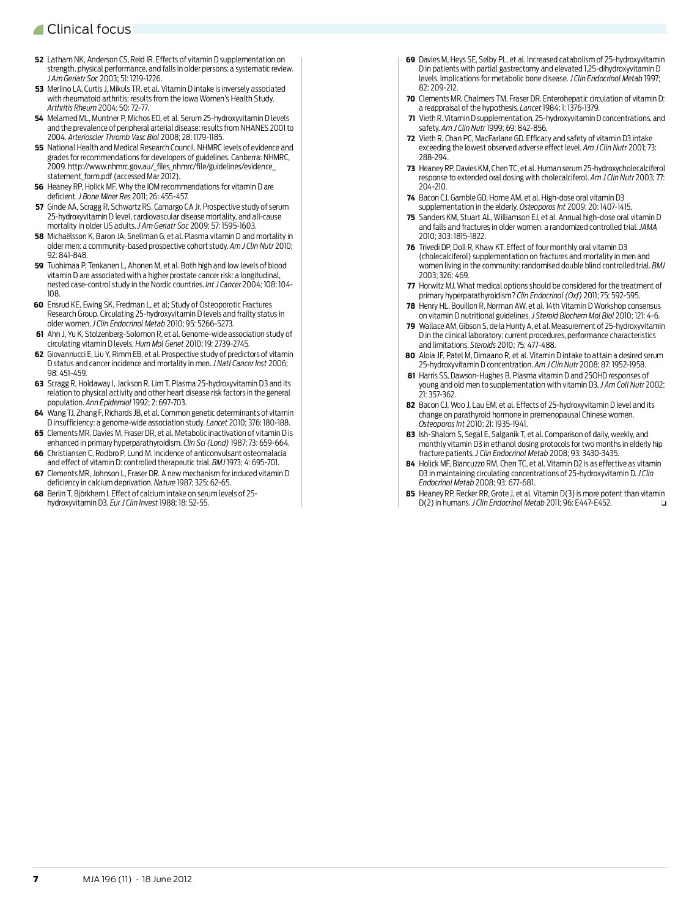52 Latham NK, Anderson CS, Reid IR. Effects of vitamin D supplementation on strength, physical performance, and falls in older persons: a systematic review. *J Am Geriatr Soc* 2003; 51: 1219-1226.

53 Merlino LA, Curtis J, Mikuls TR, et al. Vitamin D intake is inversely associated with rheumatoid arthritis: results from the Iowa Women's Health Study. *Arthritis Rheum* 2004; 50: 72-77.

54 Melamed ML, Muntner P, Michos ED, et al. Serum 25-hydroxyvitamin D levels and the prevalence of peripheral arterial disease: results from NHANES 2001 to 2004. *Arterioscler Thromb Vasc Biol* 2008; 28: 1179-1185.

55 National Health and Medical Research Council. NHMRC levels of evidence and grades for recommendations for developers of guidelines. Canberra: NHMRC, 2009. http://www.nhmrc.gov.au/_files_nhmrc/file/guidelines/evidence_statement_form.pdf (accessed Mar 2012).

56 Heaney RP, Holick MF. Why the IOM recommendations for vitamin D are deficient. *J Bone Miner Res* 2011; 26: 455-457.

57 Ginde AA, Scragg R, Schwartz RS, Camargo CA Jr. Prospective study of serum 25-hydroxyvitamin D level, cardiovascular disease mortality, and all-cause mortality in older US adults. *J Am Geriatr Soc* 2009; 57: 1595-1603.

58 Michaëlsson K, Baron JA, Snellman G, et al. Plasma vitamin D and mortality in older men: a community-based prospective cohort study. *Am J Clin Nutr* 2010; 92: 841-848.

59 Tuohimaa P, Tenkanen L, Ahonen M, et al. Both high and low levels of blood vitamin D are associated with a higher prostate cancer risk: a longitudinal, nested case-control study in the Nordic countries. *Int J Cancer* 2004; 108: 104-108.

60 Ensrud KE, Ewing SK, Fredman L, et al; Study of Osteoporotic Fractures Research Group. Circulating 25-hydroxyvitamin D levels and frailty status in older women. *J Clin Endocrinol Metab* 2010; 95: 5266-5273.

61 Ahn J, Yu K, Stolzenberg-Solomon R, et al. Genome-wide association study of circulating vitamin D levels. *Hum Mol Genet* 2010; 19: 2739-2745.

62 Giovannucci E, Liu Y, Rimm EB, et al. Prospective study of predictors of vitamin D status and cancer incidence and mortality in men. *J Natl Cancer Inst* 2006; 98: 451-459.

63 Scragg R, Holdaway I, Jackson R, Lim T. Plasma 25-hydroxyvitamin D3 and its relation to physical activity and other heart disease risk factors in the general population. *Ann Epidemiol* 1992; 2: 697-703.

64 Wang TJ, Zhang F, Richards JB, et al. Common genetic determinants of vitamin D insufficiency: a genome-wide association study. *Lancet* 2010; 376: 180-188.

65 Clements MR, Davies M, Fraser DR, et al. Metabolic inactivation of vitamin D is enhanced in primary hyperparathyroidism. *Clin Sci (Lond)* 1987; 73: 659-664.

66 Christiansen C, Rodbro P, Lund M. Incidence of anticonvulsant osteomalacia and effect of vitamin D: controlled therapeutic trial. *BMJ* 1973; 4: 695-701.

67 Clements MR, Johnson L, Fraser DR. A new mechanism for induced vitamin D deficiency in calcium deprivation. *Nature* 1987; 325: 62-65.

68 Berlin T, Björkhem I. Effect of calcium intake on serum levels of 25-hydroxyvitamin D3. *Eur J Clin Invest* 1988; 18: 52-55.

69 Davies M, Heys SE, Selby PL, et al. Increased catabolism of 25-hydroxyvitamin D in patients with partial gastrectomy and elevated 1,25-dihydroxyvitamin D levels. Implications for metabolic bone disease. *J Clin Endocrinol Metab* 1997; 82: 209-212.

70 Clements MR, Chalmers TM, Fraser DR. Enterohepatic circulation of vitamin D: a reappraisal of the hypothesis. *Lancet* 1984; 1: 1376-1379.

71 Vieth R. Vitamin D supplementation, 25-hydroxyvitamin D concentrations, and safety. *Am J Clin Nutr* 1999; 69: 842-856.

72 Vieth R, Chan PC, MacFarlane GD. Efficacy and safety of vitamin D3 intake exceeding the lowest observed adverse effect level. *Am J Clin Nutr* 2001; 73: 288-294.

73 Heaney RP, Davies KM, Chen TC, et al. Human serum 25-hydroxycholecalciferol response to extended oral dosing with cholecalciferol. *Am J Clin Nutr* 2003; 77: 204-210.

74 Bacon CJ, Gamble GD, Horne AM, et al. High-dose oral vitamin D3 supplementation in the elderly. *Osteoporos Int* 2009; 20: 1407-1415.

75 Sanders KM, Stuart AL, Williamson EJ, et al. Annual high-dose oral vitamin D and falls and fractures in older women: a randomized controlled trial. *JAMA* 2010; 303: 1815-1822.

76 Trivedi DP, Doll R, Khaw KT. Effect of four monthly oral vitamin D3 (cholecalciferol) supplementation on fractures and mortality in men and women living in the community: randomised double blind controlled trial. *BMJ* 2003; 326: 469.

77 Horwitz MJ. What medical options should be considered for the treatment of primary hyperparathyroidism? *Clin Endocrinol (Oxf)* 2011; 75: 592-595.

78 Henry HL, Bouillon R, Norman AW, et al. 14th Vitamin D Workshop consensus on vitamin D nutritional guidelines. *J Steroid Biochem Mol Biol* 2010; 121: 4-6.

79 Wallace AM, Gibson S, de la Hunty A, et al. Measurement of 25-hydroxyvitamin D in the clinical laboratory: current procedures, performance characteristics and limitations. *Steroids* 2010; 75: 477-488.

80 Aloia JF, Patel M, Dimaano R, et al. Vitamin D intake to attain a desired serum 25-hydroxyvitamin D concentration. *Am J Clin Nutr* 2008; 87: 1952-1958.

81 Harris SS, Dawson-Hughes B. Plasma vitamin D and 25OHD responses of young and old men to supplementation with vitamin D3. *J Am Coll Nutr* 2002; 21: 357-362.

82 Bacon CJ, Woo J, Lau EM, et al. Effects of 25-hydroxyvitamin D level and its change on parathyroid hormone in premenopausal Chinese women. *Osteoporos Int* 2010; 21: 1935-1941.

83 Ish-Shalom S, Segal E, Salganik T, et al. Comparison of daily, weekly, and monthly vitamin D3 in ethanol dosing protocols for two months in elderly hip fracture patients. *J Clin Endocrinol Metab* 2008; 93: 3430-3435.

84 Holick MF, Biancuzzo RM, Chen TC, et al. Vitamin D2 is as effective as vitamin D3 in maintaining circulating concentrations of 25-hydroxyvitamin D. *J Clin Endocrinol Metab* 2008; 93: 677-681.

85 Heaney RP, Recker RR, Grote J, et al. Vitamin D(3) is more potent than vitamin D(2) in humans. *J Clin Endocrinol Metab* 2011; 96: E447-E452. ❑